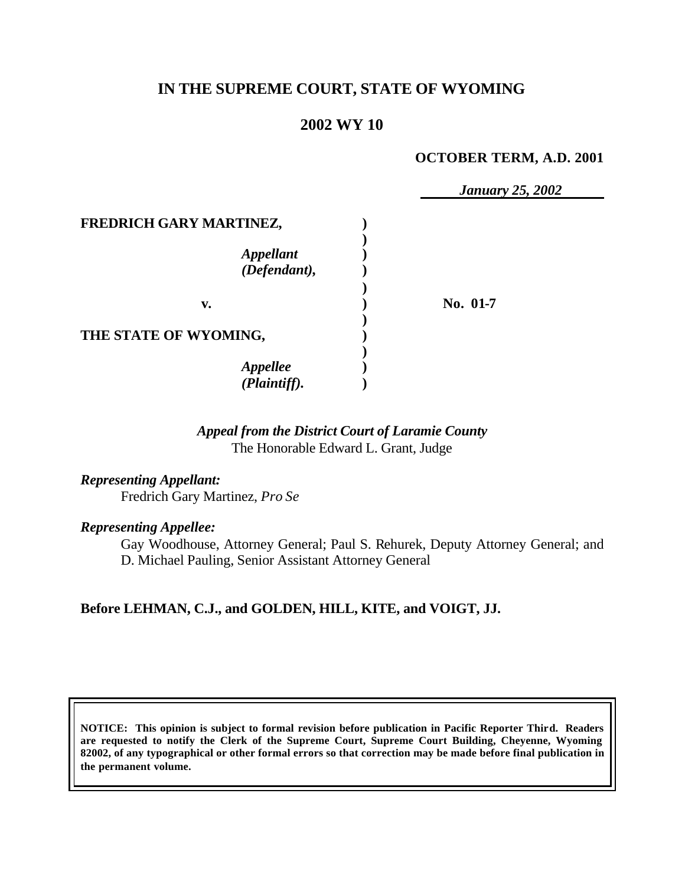# IN THE SUPREME COURT, STATE OF WYOMING

## 2002 WY 10

**OCTOBER TERM, A.D. 2001**

*January 25, 2002*

| | | |
|---|---|---|
| **FREDRICH GARY MARTINEZ,** | **)** | |
| *Appellant* | **)** | |
| *(Defendant),* | **)** | |
| **v.** | **)** | **No. 01-7** |
| **THE STATE OF WYOMING,** | **)** | |
| *Appellee* | **)** | |
| *(Plaintiff).* | **)** | |

*Appeal from the District Court of Laramie County*
The Honorable Edward L. Grant, Judge

*Representing Appellant:*
Fredrich Gary Martinez, *Pro Se*

*Representing Appellee:*
Gay Woodhouse, Attorney General; Paul S. Rehurek, Deputy Attorney General; and D. Michael Pauling, Senior Assistant Attorney General

**Before LEHMAN, C.J., and GOLDEN, HILL, KITE, and VOIGT, JJ.**

**NOTICE: This opinion is subject to formal revision before publication in Pacific Reporter Third. Readers are requested to notify the Clerk of the Supreme Court, Supreme Court Building, Cheyenne, Wyoming 82002, of any typographical or other formal errors so that correction may be made before final publication in the permanent volume.**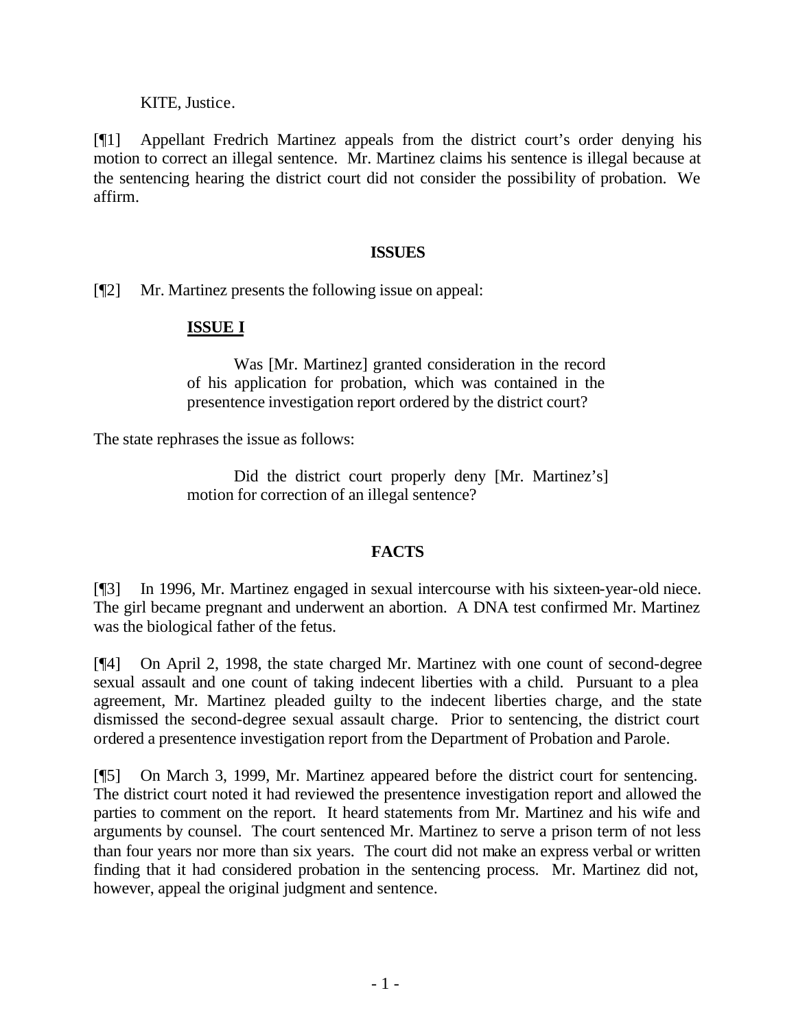KITE, Justice.

[¶1] Appellant Fredrich Martinez appeals from the district court's order denying his motion to correct an illegal sentence. Mr. Martinez claims his sentence is illegal because at the sentencing hearing the district court did not consider the possibility of probation. We affirm.

## ISSUES

[¶2] Mr. Martinez presents the following issue on appeal:

> **<u>ISSUE I</u>**
>
> Was [Mr. Martinez] granted consideration in the record of his application for probation, which was contained in the presentence investigation report ordered by the district court?

The state rephrases the issue as follows:

> Did the district court properly deny [Mr. Martinez's] motion for correction of an illegal sentence?

## FACTS

[¶3] In 1996, Mr. Martinez engaged in sexual intercourse with his sixteen-year-old niece. The girl became pregnant and underwent an abortion. A DNA test confirmed Mr. Martinez was the biological father of the fetus.

[¶4] On April 2, 1998, the state charged Mr. Martinez with one count of second-degree sexual assault and one count of taking indecent liberties with a child. Pursuant to a plea agreement, Mr. Martinez pleaded guilty to the indecent liberties charge, and the state dismissed the second-degree sexual assault charge. Prior to sentencing, the district court ordered a presentence investigation report from the Department of Probation and Parole.

[¶5] On March 3, 1999, Mr. Martinez appeared before the district court for sentencing. The district court noted it had reviewed the presentence investigation report and allowed the parties to comment on the report. It heard statements from Mr. Martinez and his wife and arguments by counsel. The court sentenced Mr. Martinez to serve a prison term of not less than four years nor more than six years. The court did not make an express verbal or written finding that it had considered probation in the sentencing process. Mr. Martinez did not, however, appeal the original judgment and sentence.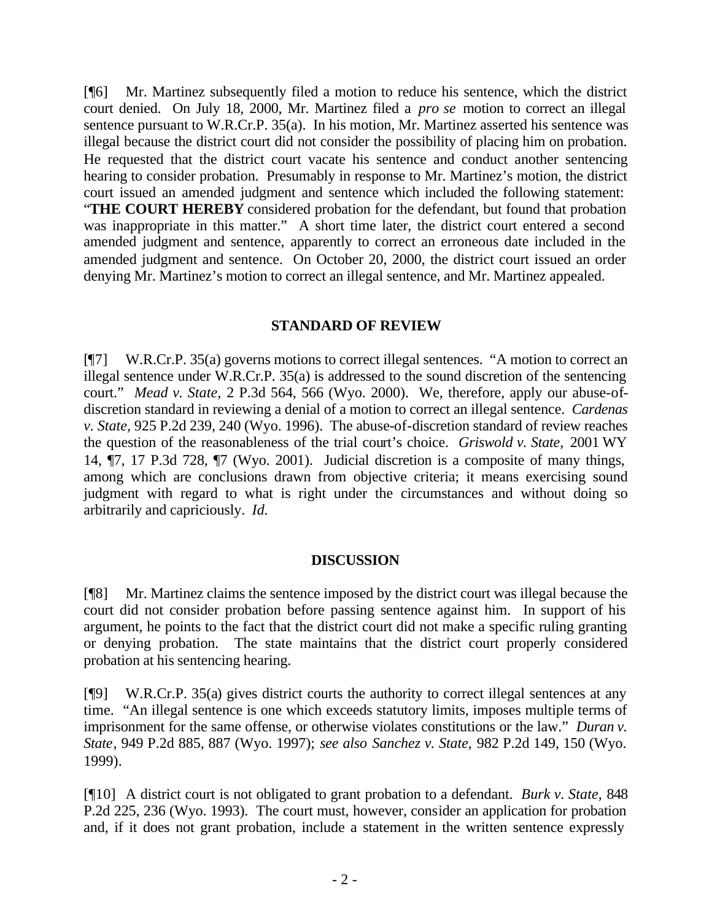[¶6] Mr. Martinez subsequently filed a motion to reduce his sentence, which the district court denied. On July 18, 2000, Mr. Martinez filed a *pro se* motion to correct an illegal sentence pursuant to W.R.Cr.P. 35(a). In his motion, Mr. Martinez asserted his sentence was illegal because the district court did not consider the possibility of placing him on probation. He requested that the district court vacate his sentence and conduct another sentencing hearing to consider probation. Presumably in response to Mr. Martinez's motion, the district court issued an amended judgment and sentence which included the following statement: "**THE COURT HEREBY** considered probation for the defendant, but found that probation was inappropriate in this matter." A short time later, the district court entered a second amended judgment and sentence, apparently to correct an erroneous date included in the amended judgment and sentence. On October 20, 2000, the district court issued an order denying Mr. Martinez's motion to correct an illegal sentence, and Mr. Martinez appealed.

## STANDARD OF REVIEW

[¶7] W.R.Cr.P. 35(a) governs motions to correct illegal sentences. "A motion to correct an illegal sentence under W.R.Cr.P. 35(a) is addressed to the sound discretion of the sentencing court." *Mead v. State,* 2 P.3d 564, 566 (Wyo. 2000). We, therefore, apply our abuse-of-discretion standard in reviewing a denial of a motion to correct an illegal sentence. *Cardenas v. State,* 925 P.2d 239, 240 (Wyo. 1996). The abuse-of-discretion standard of review reaches the question of the reasonableness of the trial court's choice. *Griswold v. State,* 2001 WY 14, ¶7, 17 P.3d 728, ¶7 (Wyo. 2001). Judicial discretion is a composite of many things, among which are conclusions drawn from objective criteria; it means exercising sound judgment with regard to what is right under the circumstances and without doing so arbitrarily and capriciously. *Id.*

## DISCUSSION

[¶8] Mr. Martinez claims the sentence imposed by the district court was illegal because the court did not consider probation before passing sentence against him. In support of his argument, he points to the fact that the district court did not make a specific ruling granting or denying probation. The state maintains that the district court properly considered probation at his sentencing hearing.

[¶9] W.R.Cr.P. 35(a) gives district courts the authority to correct illegal sentences at any time. "An illegal sentence is one which exceeds statutory limits, imposes multiple terms of imprisonment for the same offense, or otherwise violates constitutions or the law." *Duran v. State*, 949 P.2d 885, 887 (Wyo. 1997); *see also Sanchez v. State,* 982 P.2d 149, 150 (Wyo. 1999).

[¶10] A district court is not obligated to grant probation to a defendant. *Burk v. State,* 848 P.2d 225, 236 (Wyo. 1993). The court must, however, consider an application for probation and, if it does not grant probation, include a statement in the written sentence expressly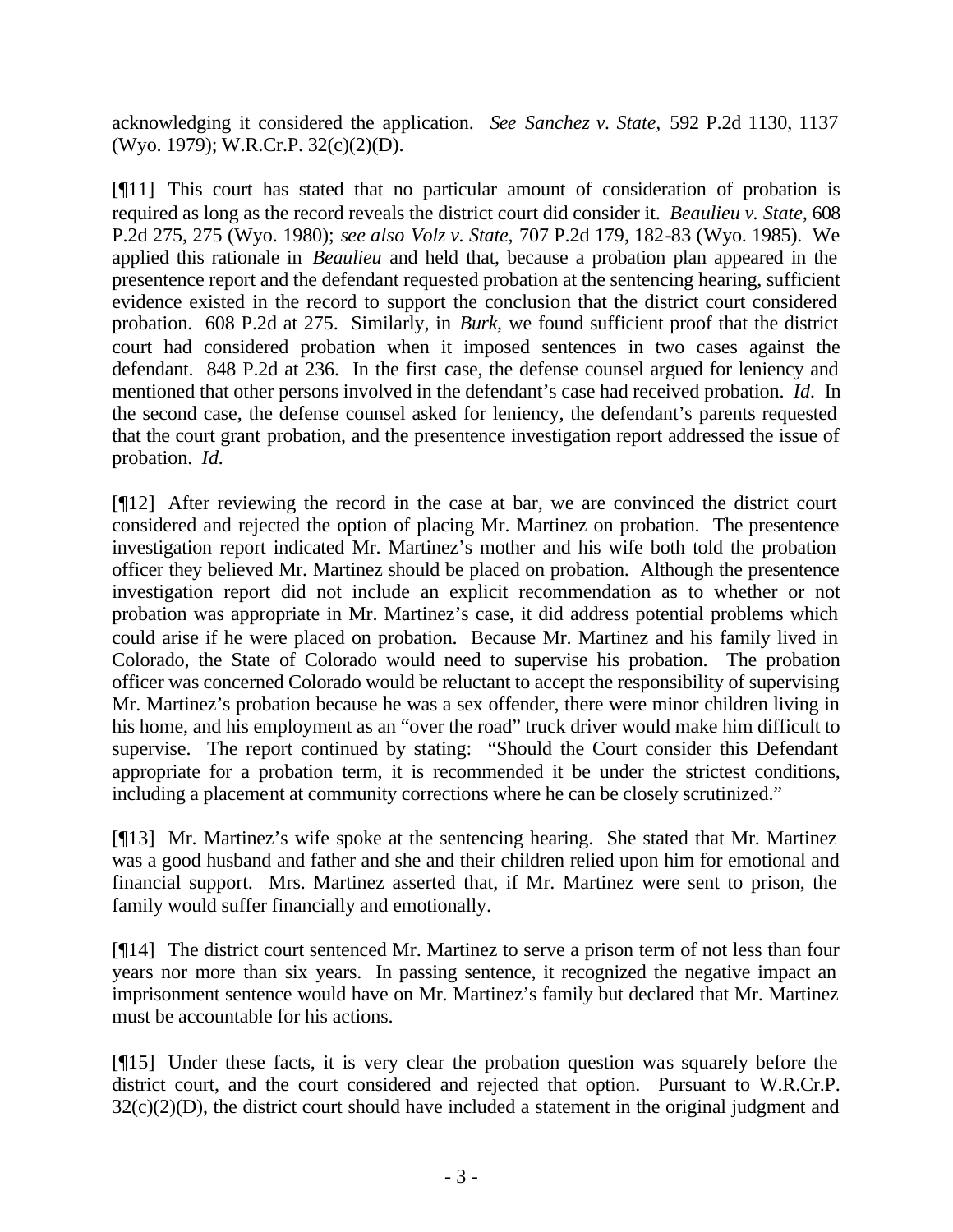acknowledging it considered the application. *See Sanchez v. State*, 592 P.2d 1130, 1137 (Wyo. 1979); W.R.Cr.P. 32(c)(2)(D).

[¶11] This court has stated that no particular amount of consideration of probation is required as long as the record reveals the district court did consider it. *Beaulieu v. State*, 608 P.2d 275, 275 (Wyo. 1980); *see also Volz v. State*, 707 P.2d 179, 182-83 (Wyo. 1985). We applied this rationale in *Beaulieu* and held that, because a probation plan appeared in the presentence report and the defendant requested probation at the sentencing hearing, sufficient evidence existed in the record to support the conclusion that the district court considered probation. 608 P.2d at 275. Similarly, in *Burk*, we found sufficient proof that the district court had considered probation when it imposed sentences in two cases against the defendant. 848 P.2d at 236. In the first case, the defense counsel argued for leniency and mentioned that other persons involved in the defendant's case had received probation. *Id*. In the second case, the defense counsel asked for leniency, the defendant's parents requested that the court grant probation, and the presentence investigation report addressed the issue of probation. *Id.*

[¶12] After reviewing the record in the case at bar, we are convinced the district court considered and rejected the option of placing Mr. Martinez on probation. The presentence investigation report indicated Mr. Martinez's mother and his wife both told the probation officer they believed Mr. Martinez should be placed on probation. Although the presentence investigation report did not include an explicit recommendation as to whether or not probation was appropriate in Mr. Martinez's case, it did address potential problems which could arise if he were placed on probation. Because Mr. Martinez and his family lived in Colorado, the State of Colorado would need to supervise his probation. The probation officer was concerned Colorado would be reluctant to accept the responsibility of supervising Mr. Martinez's probation because he was a sex offender, there were minor children living in his home, and his employment as an "over the road" truck driver would make him difficult to supervise. The report continued by stating: "Should the Court consider this Defendant appropriate for a probation term, it is recommended it be under the strictest conditions, including a placement at community corrections where he can be closely scrutinized."

[¶13] Mr. Martinez's wife spoke at the sentencing hearing. She stated that Mr. Martinez was a good husband and father and she and their children relied upon him for emotional and financial support. Mrs. Martinez asserted that, if Mr. Martinez were sent to prison, the family would suffer financially and emotionally.

[¶14] The district court sentenced Mr. Martinez to serve a prison term of not less than four years nor more than six years. In passing sentence, it recognized the negative impact an imprisonment sentence would have on Mr. Martinez's family but declared that Mr. Martinez must be accountable for his actions.

[¶15] Under these facts, it is very clear the probation question was squarely before the district court, and the court considered and rejected that option. Pursuant to W.R.Cr.P. 32(c)(2)(D), the district court should have included a statement in the original judgment and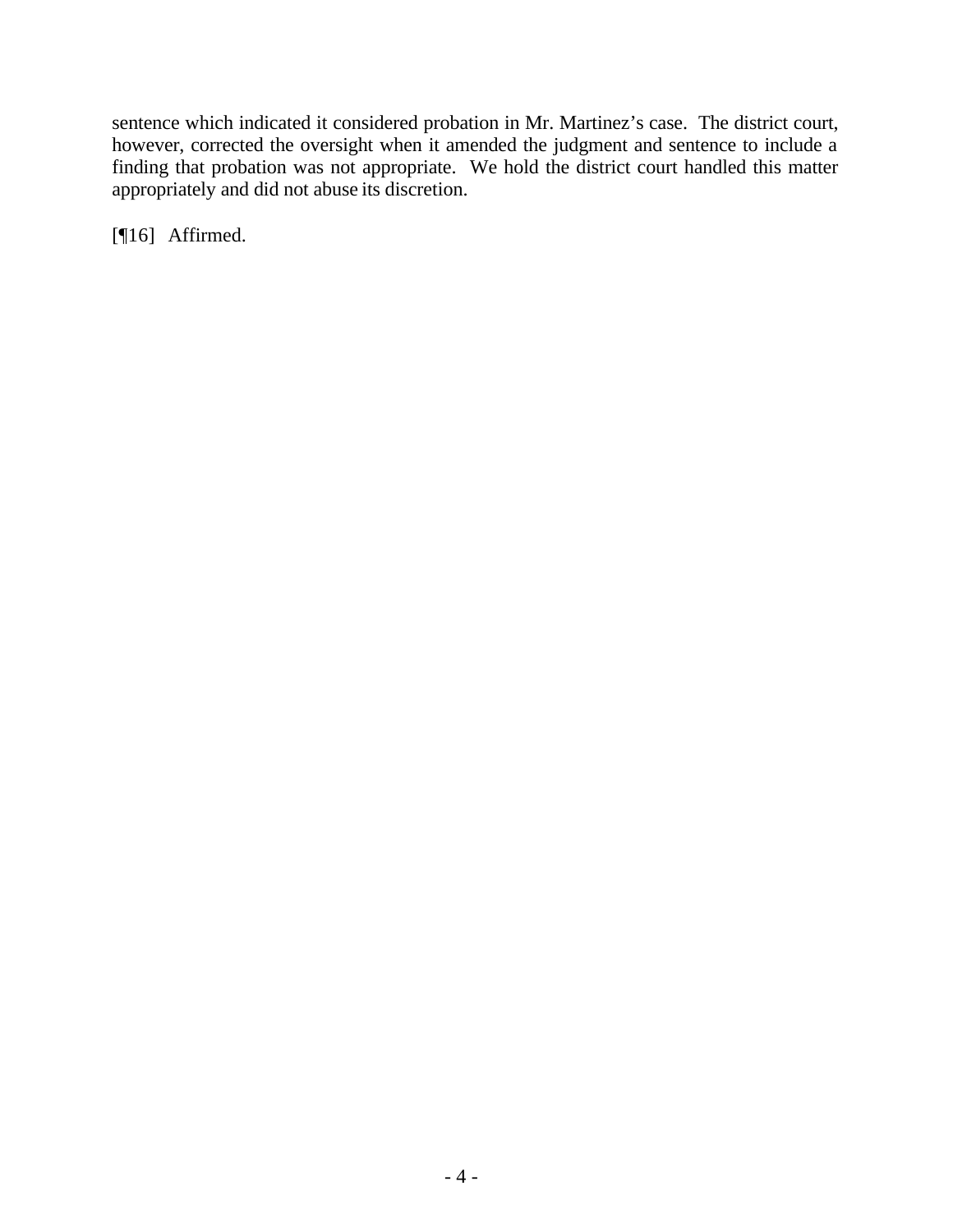sentence which indicated it considered probation in Mr. Martinez's case. The district court, however, corrected the oversight when it amended the judgment and sentence to include a finding that probation was not appropriate. We hold the district court handled this matter appropriately and did not abuse its discretion.

[¶16] Affirmed.